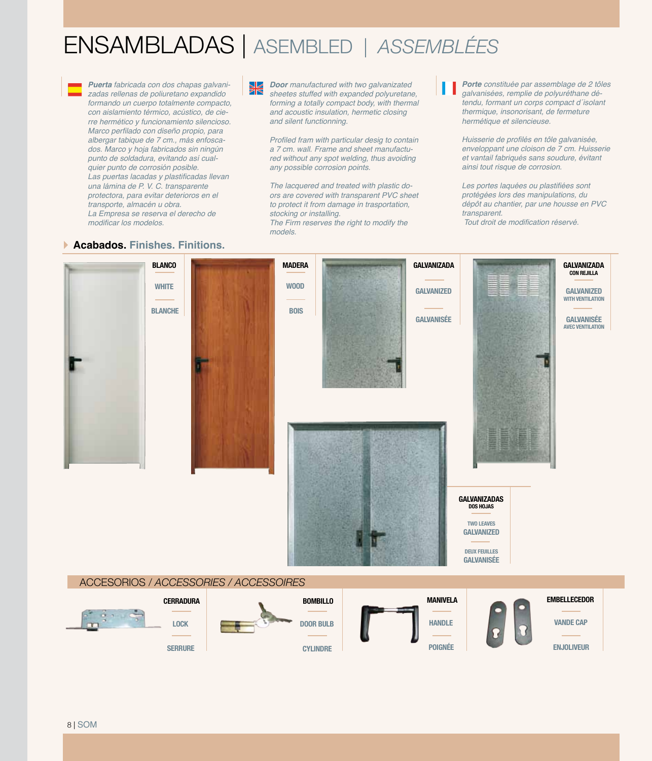# ENSAMBLADAS | ASEMBLED | *ASSEMBLÉES*

***Puerta** fabricada con dos chapas galvanizadas rellenas de poliuretano expandido formando un cuerpo totalmente compacto, con aislamiento térmico, acústico, de cierre hermético y funcionamiento silencioso. Marco perfilado con diseño propio, para albergar tabique de 7 cm., más enfoscados. Marco y hoja fabricados sin ningún punto de soldadura, evitando así cualquier punto de corrosión posible.*
*Las puertas lacadas y plastificadas llevan una lámina de P. V. C. transparente protectora, para evitar deterioros en el transporte, almacén u obra.*
*La Empresa se reserva el derecho de modificar los modelos.*

***Door** manufactured with two galvanizated sheetes stuffed with expanded polyuretane, forming a totally compact body, with thermal and acoustic insulation, hermetic closing and silent functionning.*

*Profiled fram with particular desig to contain a 7 cm. wall. Frame and sheet manufactured without any spot welding, thus avoiding any possible corrosion points.*

*The lacquered and treated with plastic doors are covered with transparent PVC sheet to protect it from damage in trasportation, stocking or installing.*
*The Firm reserves the right to modify the models.*

***Porte** constituée par assemblage de 2 tôles galvanisées, remplie de polyuréthane détendu, formant un corps compact d´isolant thermique, insonorisant, de fermeture hermétique et silencieuse.*

*Huisserie de profilés en tôle galvanisée, enveloppant une cloison de 7 cm. Huisserie et vantail fabriqués sans soudure, évitant ainsi tout risque de corrosion.*

*Les portes laquées ou plastifiées sont protégées lors des manipulations, du dépôt au chantier, par une housse en PVC transparent.*
*Tout droit de modification réservé.*

## Acabados. Finishes. Finitions.

**BLANCO** — WHITE — BLANCHE

**MADERA** — WOOD — BOIS

**GALVANIZADA** — GALVANIZED — GALVANISÉE

**GALVANIZADA CON REJILLA** — GALVANIZED WITH VENTILATION — GALVANISÉE AVEC VENTILATION

**GALVANIZADAS DOS HOJAS** — TWO LEAVES GALVANIZED — DEUX FEUILLES GALVANISÉE

## ACCESORIOS / *ACCESSORIES / ACCESSOIRES*

**CERRADURA** — LOCK — SERRURE

**BOMBILLO** — DOOR BULB — CYLINDRE

**MANIVELA** — HANDLE — POIGNÉE

**EMBELLECEDOR** — VANDE CAP — ENJOLIVEUR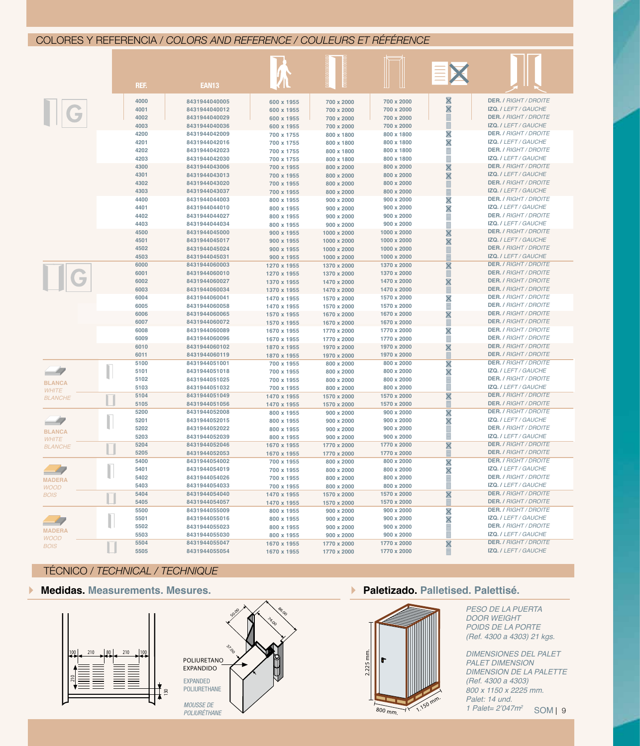## COLORES Y REFERENCIA / *COLORS AND REFERENCE / COULEURS ET RÉFÉRENCE*

| | REF. | EAN13 | | | | | |
|---|---|---|---|---|---|---|---|
| G | 4000 | 8431944040005 | 600 x 1955 | 700 x 2000 | 700 x 2000 | X | DER. / *RIGHT / DROITE* |
| | 4001 | 8431944040012 | 600 x 1955 | 700 x 2000 | 700 x 2000 | X | IZQ. / *LEFT / GAUCHE* |
| | 4002 | 8431944040029 | 600 x 1955 | 700 x 2000 | 700 x 2000 | | DER. / *RIGHT / DROITE* |
| | 4003 | 8431944040036 | 600 x 1955 | 700 x 2000 | 700 x 2000 | | IZQ. / *LEFT / GAUCHE* |
| | 4200 | 8431944042009 | 700 x 1755 | 800 x 1800 | 800 x 1800 | X | DER. / *RIGHT / DROITE* |
| | 4201 | 8431944042016 | 700 x 1755 | 800 x 1800 | 800 x 1800 | X | IZQ. / *LEFT / GAUCHE* |
| | 4202 | 8431944042023 | 700 x 1755 | 800 x 1800 | 800 x 1800 | | DER. / *RIGHT / DROITE* |
| | 4203 | 8431944042030 | 700 x 1755 | 800 x 1800 | 800 x 1800 | | IZQ. / *LEFT / GAUCHE* |
| | 4300 | 8431944043006 | 700 x 1955 | 800 x 2000 | 800 x 2000 | X | DER. / *RIGHT / DROITE* |
| | 4301 | 8431944043013 | 700 x 1955 | 800 x 2000 | 800 x 2000 | X | IZQ. / *LEFT / GAUCHE* |
| | 4302 | 8431944043020 | 700 x 1955 | 800 x 2000 | 800 x 2000 | | DER. / *RIGHT / DROITE* |
| | 4303 | 8431944043037 | 700 x 1955 | 800 x 2000 | 800 x 2000 | | IZQ. / *LEFT / GAUCHE* |
| | 4400 | 8431944044003 | 800 x 1955 | 900 x 2000 | 900 x 2000 | X | DER. / *RIGHT / DROITE* |
| | 4401 | 8431944044010 | 800 x 1955 | 900 x 2000 | 900 x 2000 | X | IZQ. / *LEFT / GAUCHE* |
| | 4402 | 8431944044027 | 800 x 1955 | 900 x 2000 | 900 x 2000 | | DER. / *RIGHT / DROITE* |
| | 4403 | 8431944044034 | 800 x 1955 | 900 x 2000 | 900 x 2000 | | IZQ. / *LEFT / GAUCHE* |
| | 4500 | 8431944045000 | 900 x 1955 | 1000 x 2000 | 1000 x 2000 | X | DER. / *RIGHT / DROITE* |
| | 4501 | 8431944045017 | 900 x 1955 | 1000 x 2000 | 1000 x 2000 | X | IZQ. / *LEFT / GAUCHE* |
| | 4502 | 8431944045024 | 900 x 1955 | 1000 x 2000 | 1000 x 2000 | | DER. / *RIGHT / DROITE* |
| | 4503 | 8431944045031 | 900 x 1955 | 1000 x 2000 | 1000 x 2000 | | IZQ. / *LEFT / GAUCHE* |
| G | 6000 | 8431944060003 | 1270 x 1955 | 1370 x 2000 | 1370 x 2000 | X | DER. / *RIGHT / DROITE* |
| | 6001 | 8431944060010 | 1270 x 1955 | 1370 x 2000 | 1370 x 2000 | | DER. / *RIGHT / DROITE* |
| | 6002 | 8431944060027 | 1370 x 1955 | 1470 x 2000 | 1470 x 2000 | X | DER. / *RIGHT / DROITE* |
| | 6003 | 8431944060034 | 1370 x 1955 | 1470 x 2000 | 1470 x 2000 | | DER. / *RIGHT / DROITE* |
| | 6004 | 8431944060041 | 1470 x 1955 | 1570 x 2000 | 1570 x 2000 | X | DER. / *RIGHT / DROITE* |
| | 6005 | 8431944060058 | 1470 x 1955 | 1570 x 2000 | 1570 x 2000 | | DER. / *RIGHT / DROITE* |
| | 6006 | 8431944060065 | 1570 x 1955 | 1670 x 2000 | 1670 x 2000 | X | DER. / *RIGHT / DROITE* |
| | 6007 | 8431944060072 | 1570 x 1955 | 1670 x 2000 | 1670 x 2000 | | DER. / *RIGHT / DROITE* |
| | 6008 | 8431944060089 | 1670 x 1955 | 1770 x 2000 | 1770 x 2000 | X | DER. / *RIGHT / DROITE* |
| | 6009 | 8431944060096 | 1670 x 1955 | 1770 x 2000 | 1770 x 2000 | | DER. / *RIGHT / DROITE* |
| | 6010 | 8431944060102 | 1870 x 1955 | 1970 x 2000 | 1970 x 2000 | X | DER. / *RIGHT / DROITE* |
| | 6011 | 8431944060119 | 1870 x 1955 | 1970 x 2000 | 1970 x 2000 | | DER. / *RIGHT / DROITE* |
| BLANCA / *WHITE / BLANCHE* | 5100 | 8431944051001 | 700 x 1955 | 800 x 2000 | 800 x 2000 | X | DER. / *RIGHT / DROITE* |
| | 5101 | 8431944051018 | 700 x 1955 | 800 x 2000 | 800 x 2000 | X | IZQ. / *LEFT / GAUCHE* |
| | 5102 | 8431944051025 | 700 x 1955 | 800 x 2000 | 800 x 2000 | | DER. / *RIGHT / DROITE* |
| | 5103 | 8431944051032 | 700 x 1955 | 800 x 2000 | 800 x 2000 | | IZQ. / *LEFT / GAUCHE* |
| | 5104 | 8431944051049 | 1470 x 1955 | 1570 x 2000 | 1570 x 2000 | X | DER. / *RIGHT / DROITE* |
| | 5105 | 8431944051056 | 1470 x 1955 | 1570 x 2000 | 1570 x 2000 | | DER. / *RIGHT / DROITE* |
| BLANCA / *WHITE / BLANCHE* | 5200 | 8431944052008 | 800 x 1955 | 900 x 2000 | 900 x 2000 | X | DER. / *RIGHT / DROITE* |
| | 5201 | 8431944052015 | 800 x 1955 | 900 x 2000 | 900 x 2000 | X | IZQ. / *LEFT / GAUCHE* |
| | 5202 | 8431944052022 | 800 x 1955 | 900 x 2000 | 900 x 2000 | | DER. / *RIGHT / DROITE* |
| | 5203 | 8431944052039 | 800 x 1955 | 900 x 2000 | 900 x 2000 | | IZQ. / *LEFT / GAUCHE* |
| | 5204 | 8431944052046 | 1670 x 1955 | 1770 x 2000 | 1770 x 2000 | X | DER. / *RIGHT / DROITE* |
| | 5205 | 8431944052053 | 1670 x 1955 | 1770 x 2000 | 1770 x 2000 | | DER. / *RIGHT / DROITE* |
| MADERA / *WOOD / BOIS* | 5400 | 8431944054002 | 700 x 1955 | 800 x 2000 | 800 x 2000 | X | DER. / *RIGHT / DROITE* |
| | 5401 | 8431944054019 | 700 x 1955 | 800 x 2000 | 800 x 2000 | X | IZQ. / *LEFT / GAUCHE* |
| | 5402 | 8431944054026 | 700 x 1955 | 800 x 2000 | 800 x 2000 | | DER. / *RIGHT / DROITE* |
| | 5403 | 8431944054033 | 700 x 1955 | 800 x 2000 | 800 x 2000 | | IZQ. / *LEFT / GAUCHE* |
| | 5404 | 8431944054040 | 1470 x 1955 | 1570 x 2000 | 1570 x 2000 | X | DER. / *RIGHT / DROITE* |
| | 5405 | 8431944054057 | 1470 x 1955 | 1570 x 2000 | 1570 x 2000 | | DER. / *RIGHT / DROITE* |
| MADERA / *WOOD / BOIS* | 5500 | 8431944055009 | 800 x 1955 | 900 x 2000 | 900 x 2000 | X | DER. / *RIGHT / DROITE* |
| | 5501 | 8431944055016 | 800 x 1955 | 900 x 2000 | 900 x 2000 | X | IZQ. / *LEFT / GAUCHE* |
| | 5502 | 8431944055023 | 800 x 1955 | 900 x 2000 | 900 x 2000 | | DER. / *RIGHT / DROITE* |
| | 5503 | 8431944055030 | 800 x 1955 | 900 x 2000 | 900 x 2000 | | IZQ. / *LEFT / GAUCHE* |
| | 5504 | 8431944055047 | 1670 x 1955 | 1770 x 2000 | 1770 x 2000 | X | DER. / *RIGHT / DROITE* |
| | 5505 | 8431944055054 | 1670 x 1955 | 1770 x 2000 | 1770 x 2000 | | IZQ. / *LEFT / GAUCHE* |

## TÉCNICO / *TECHNICAL / TECHNIQUE*

### Medidas. Measurements. Mesures.

100 210 80 210 100
210
130

50,00 86,00 74,00 37,00

POLIURETANO EXPANDIDO

EXPANDED POLIURETHANE

*MOUSSE DE POLIURÉTHANE*

### Paletizado. Palletised. Palettisé.

2.225 mm.
800 mm.
1.150 mm.

*PESO DE LA PUERTA*
*DOOR WEIGHT*
*POIDS DE LA PORTE*
*(Ref. 4300 a 4303) 21 kgs.*

*DIMENSIONES DEL PALET*
*PALET DIMENSION*
*DIMENSION DE LA PALETTE*
*(Ref. 4300 a 4303)*
*800 x 1150 x 2225 mm.*
*Palet: 14 und.*
*1 Palet= 2'047m²*